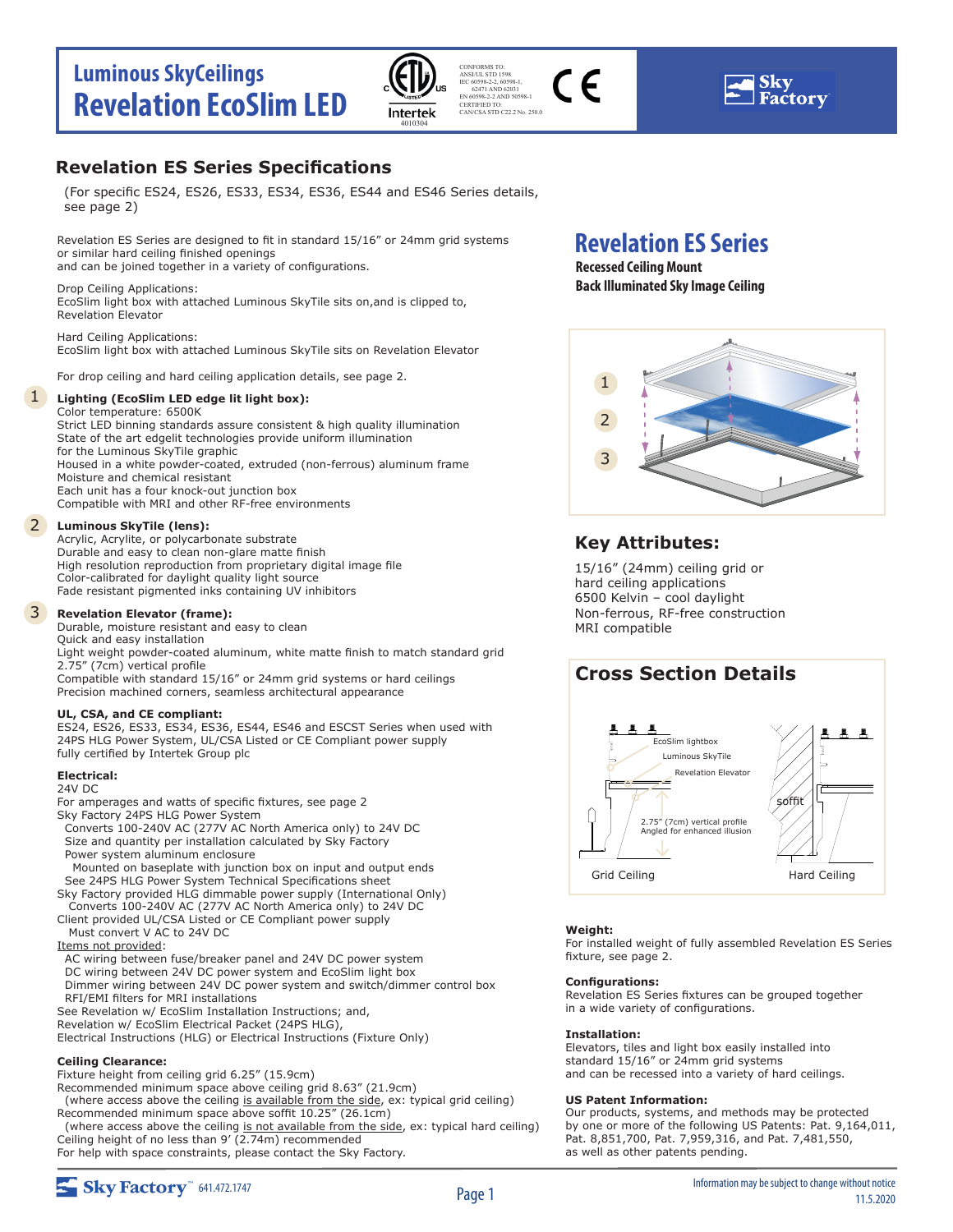# Luminous SkyCeilings
# Revelation EcoSlim LED

CONFORMS TO:
ANSI/UL STD 1598
IEC 60598-2-2, 60598-1,
62471 AND 62031
EN 60598-2-2 AND 50598-1
CERTIFIED TO:
CAN/CSA STD C22.2 No. 250.0

Intertek 4010304

## Revelation ES Series Specifications

(For specific ES24, ES26, ES33, ES34, ES36, ES44 and ES46 Series details, see page 2)

Revelation ES Series are designed to fit in standard 15/16" or 24mm grid systems or similar hard ceiling finished openings
and can be joined together in a variety of configurations.

Drop Ceiling Applications:
EcoSlim light box with attached Luminous SkyTile sits on,and is clipped to, Revelation Elevator

Hard Ceiling Applications:
EcoSlim light box with attached Luminous SkyTile sits on Revelation Elevator

For drop ceiling and hard ceiling application details, see page 2.

1 **Lighting (EcoSlim LED edge lit light box):**
Color temperature: 6500K
Strict LED binning standards assure consistent & high quality illumination
State of the art edgelit technologies provide uniform illumination
for the Luminous SkyTile graphic
Housed in a white powder-coated, extruded (non-ferrous) aluminum frame
Moisture and chemical resistant
Each unit has a four knock-out junction box
Compatible with MRI and other RF-free environments

2 **Luminous SkyTile (lens):**
Acrylic, Acrylite, or polycarbonate substrate
Durable and easy to clean non-glare matte finish
High resolution reproduction from proprietary digital image file
Color-calibrated for daylight quality light source
Fade resistant pigmented inks containing UV inhibitors

3 **Revelation Elevator (frame):**
Durable, moisture resistant and easy to clean
Quick and easy installation
Light weight powder-coated aluminum, white matte finish to match standard grid
2.75" (7cm) vertical profile
Compatible with standard 15/16" or 24mm grid systems or hard ceilings
Precision machined corners, seamless architectural appearance

**UL, CSA, and CE compliant:**
ES24, ES26, ES33, ES34, ES36, ES44, ES46 and ESCST Series when used with 24PS HLG Power System, UL/CSA Listed or CE Compliant power supply
fully certified by Intertek Group plc

**Electrical:**
24V DC
For amperages and watts of specific fixtures, see page 2
Sky Factory 24PS HLG Power System
 Converts 100-240V AC (277V AC North America only) to 24V DC
 Size and quantity per installation calculated by Sky Factory
 Power system aluminum enclosure
  Mounted on baseplate with junction box on input and output ends
 See 24PS HLG Power System Technical Specifications sheet
Sky Factory provided HLG dimmable power supply (International Only)
 Converts 100-240V AC (277V AC North America only) to 24V DC
Client provided UL/CSA Listed or CE Compliant power supply
 Must convert V AC to 24V DC
Items not provided:
 AC wiring between fuse/breaker panel and 24V DC power system
 DC wiring between 24V DC power system and EcoSlim light box
 Dimmer wiring between 24V DC power system and switch/dimmer control box
 RFI/EMI filters for MRI installations
See Revelation w/ EcoSlim Installation Instructions; and,
Revelation w/ EcoSlim Electrical Packet (24PS HLG),
Electrical Instructions (HLG) or Electrical Instructions (Fixture Only)

**Ceiling Clearance:**
Fixture height from ceiling grid 6.25" (15.9cm)
Recommended minimum space above ceiling grid 8.63" (21.9cm)
 (where access above the ceiling is available from the side, ex: typical grid ceiling)
Recommended minimum space above soffit 10.25" (26.1cm)
 (where access above the ceiling is not available from the side, ex: typical hard ceiling)
Ceiling height of no less than 9' (2.74m) recommended
For help with space constraints, please contact the Sky Factory.

## Revelation ES Series

**Recessed Ceiling Mount**
**Back Illuminated Sky Image Ceiling**

1
2
3

## Key Attributes:

15/16" (24mm) ceiling grid or hard ceiling applications
6500 Kelvin – cool daylight
Non-ferrous, RF-free construction
MRI compatible

## Cross Section Details

EcoSlim lightbox
Luminous SkyTile
Revelation Elevator
soffit
2.75" (7cm) vertical profile
Angled for enhanced illusion

Grid Ceiling | Hard Ceiling

**Weight:**
For installed weight of fully assembled Revelation ES Series fixture, see page 2.

**Configurations:**
Revelation ES Series fixtures can be grouped together in a wide variety of configurations.

**Installation:**
Elevators, tiles and light box easily installed into standard 15/16" or 24mm grid systems
and can be recessed into a variety of hard ceilings.

**US Patent Information:**
Our products, systems, and methods may be protected by one or more of the following US Patents: Pat. 9,164,011, Pat. 8,851,700, Pat. 7,959,316, and Pat. 7,481,550, as well as other patents pending.

Sky Factory™ 641.472.1747

Information may be subject to change without notice
11.5.2020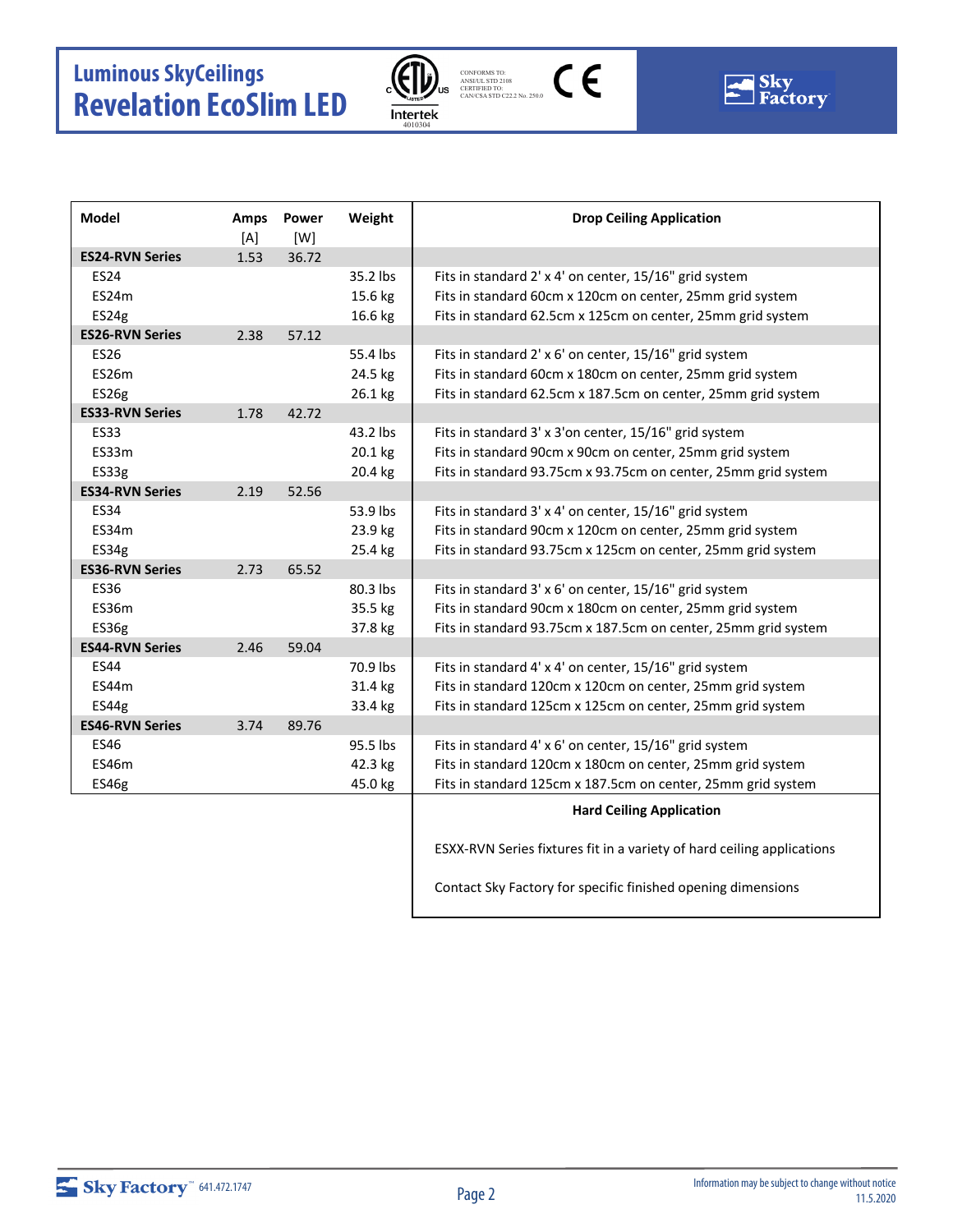# Luminous SkyCeilings
# Revelation EcoSlim LED

CONFORMS TO: ANSI/UL STD 2108
CERTIFIED TO: CAN/CSA STD C22.2 No. 250.0

Intertek 4010304

| Model | Amps [A] | Power [W] | Weight | Drop Ceiling Application |
|---|---|---|---|---|
| **ES24-RVN Series** | 1.53 | 36.72 | | |
| ES24 | | | 35.2 lbs | Fits in standard 2' x 4' on center, 15/16" grid system |
| ES24m | | | 15.6 kg | Fits in standard 60cm x 120cm on center, 25mm grid system |
| ES24g | | | 16.6 kg | Fits in standard 62.5cm x 125cm on center, 25mm grid system |
| **ES26-RVN Series** | 2.38 | 57.12 | | |
| ES26 | | | 55.4 lbs | Fits in standard 2' x 6' on center, 15/16" grid system |
| ES26m | | | 24.5 kg | Fits in standard 60cm x 180cm on center, 25mm grid system |
| ES26g | | | 26.1 kg | Fits in standard 62.5cm x 187.5cm on center, 25mm grid system |
| **ES33-RVN Series** | 1.78 | 42.72 | | |
| ES33 | | | 43.2 lbs | Fits in standard 3' x 3'on center, 15/16" grid system |
| ES33m | | | 20.1 kg | Fits in standard 90cm x 90cm on center, 25mm grid system |
| ES33g | | | 20.4 kg | Fits in standard 93.75cm x 93.75cm on center, 25mm grid system |
| **ES34-RVN Series** | 2.19 | 52.56 | | |
| ES34 | | | 53.9 lbs | Fits in standard 3' x 4' on center, 15/16" grid system |
| ES34m | | | 23.9 kg | Fits in standard 90cm x 120cm on center, 25mm grid system |
| ES34g | | | 25.4 kg | Fits in standard 93.75cm x 125cm on center, 25mm grid system |
| **ES36-RVN Series** | 2.73 | 65.52 | | |
| ES36 | | | 80.3 lbs | Fits in standard 3' x 6' on center, 15/16" grid system |
| ES36m | | | 35.5 kg | Fits in standard 90cm x 180cm on center, 25mm grid system |
| ES36g | | | 37.8 kg | Fits in standard 93.75cm x 187.5cm on center, 25mm grid system |
| **ES44-RVN Series** | 2.46 | 59.04 | | |
| ES44 | | | 70.9 lbs | Fits in standard 4' x 4' on center, 15/16" grid system |
| ES44m | | | 31.4 kg | Fits in standard 120cm x 120cm on center, 25mm grid system |
| ES44g | | | 33.4 kg | Fits in standard 125cm x 125cm on center, 25mm grid system |
| **ES46-RVN Series** | 3.74 | 89.76 | | |
| ES46 | | | 95.5 lbs | Fits in standard 4' x 6' on center, 15/16" grid system |
| ES46m | | | 42.3 kg | Fits in standard 120cm x 180cm on center, 25mm grid system |
| ES46g | | | 45.0 kg | Fits in standard 125cm x 187.5cm on center, 25mm grid system |

**Hard Ceiling Application**

ESXX-RVN Series fixtures fit in a variety of hard ceiling applications

Contact Sky Factory for specific finished opening dimensions

Sky Factory™ 641.472.1747

Information may be subject to change without notice
11.5.2020